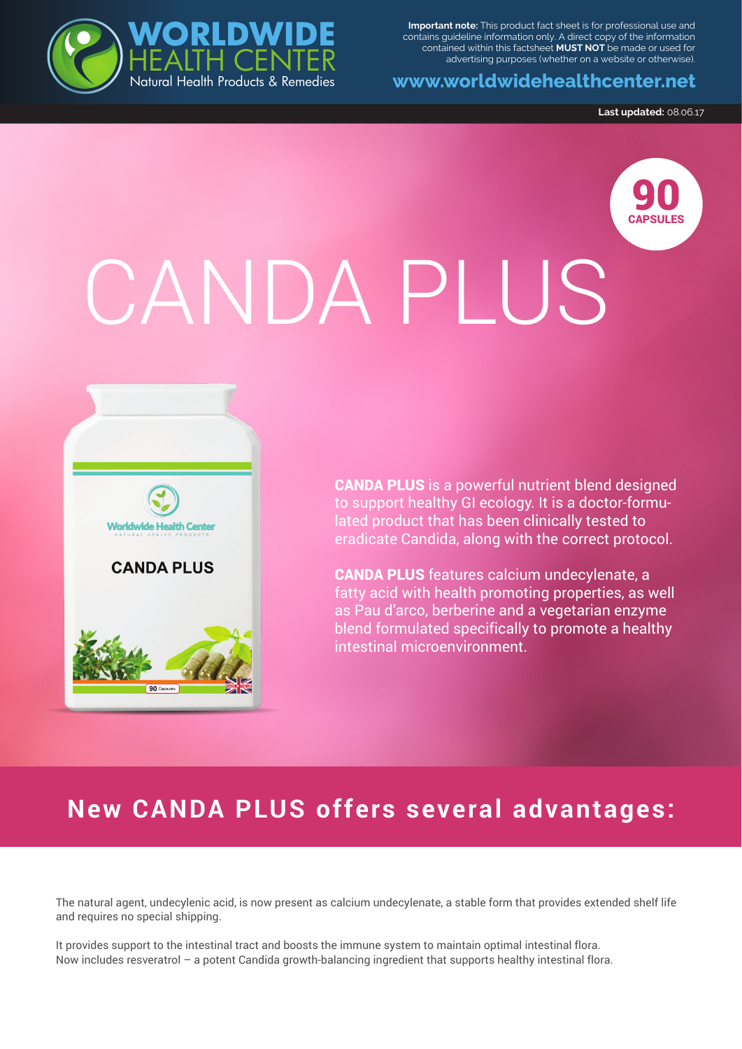# WORLDWIDE HEALTH CENTER

Natural Health Products & Remedies

**Important note:** This product fact sheet is for professional use and contains guideline information only. A direct copy of the information contained within this factsheet **MUST NOT** be made or used for advertising purposes (whether on a website or otherwise).

**www.worldwidehealthcenter.net**

**Last updated:** 08.06.17

**90 CAPSULES**

# CANDA PLUS

**CANDA PLUS** is a powerful nutrient blend designed to support healthy GI ecology. It is a doctor-formulated product that has been clinically tested to eradicate Candida, along with the correct protocol.

**CANDA PLUS** features calcium undecylenate, a fatty acid with health promoting properties, as well as Pau d'arco, berberine and a vegetarian enzyme blend formulated specifically to promote a healthy intestinal microenvironment.

## New CANDA PLUS offers several advantages:

The natural agent, undecylenic acid, is now present as calcium undecylenate, a stable form that provides extended shelf life and requires no special shipping.

It provides support to the intestinal tract and boosts the immune system to maintain optimal intestinal flora.
Now includes resveratrol – a potent Candida growth-balancing ingredient that supports healthy intestinal flora.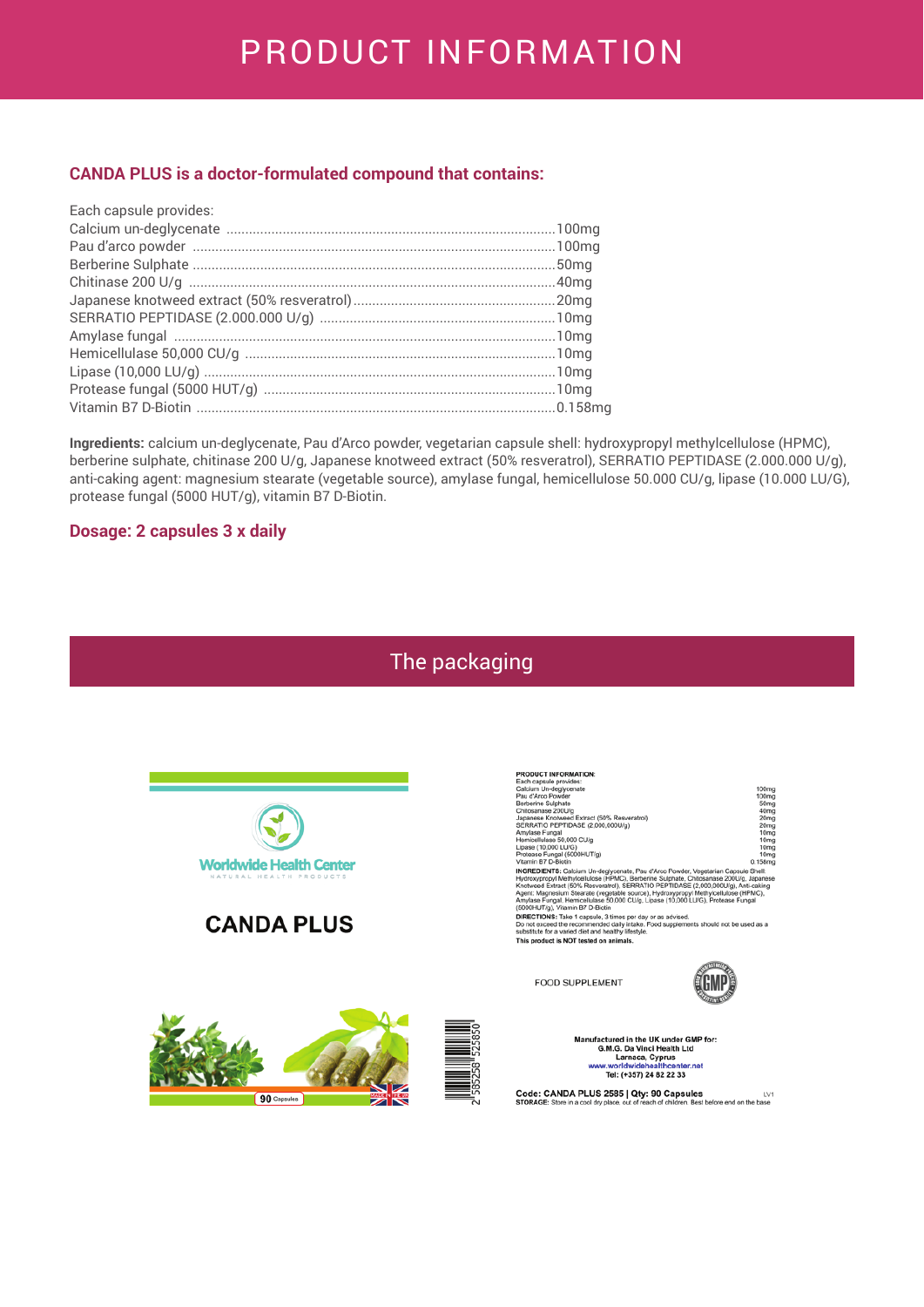# PRODUCT INFORMATION

### CANDA PLUS is a doctor-formulated compound that contains:

Each capsule provides:

| Ingredient | Amount |
| --- | --- |
| Calcium un-deglycenate | 100mg |
| Pau d'arco powder | 100mg |
| Berberine Sulphate | 50mg |
| Chitinase 200 U/g | 40mg |
| Japanese knotweed extract (50% resveratrol) | 20mg |
| SERRATIO PEPTIDASE (2.000.000 U/g) | 10mg |
| Amylase fungal | 10mg |
| Hemicellulase 50,000 CU/g | 10mg |
| Lipase (10,000 LU/g) | 10mg |
| Protease fungal (5000 HUT/g) | 10mg |
| Vitamin B7 D-Biotin | 0.158mg |

**Ingredients:** calcium un-deglycenate, Pau d'Arco powder, vegetarian capsule shell: hydroxypropyl methylcellulose (HPMC), berberine sulphate, chitinase 200 U/g, Japanese knotweed extract (50% resveratrol), SERRATIO PEPTIDASE (2.000.000 U/g), anti-caking agent: magnesium stearate (vegetable source), amylase fungal, hemicellulose 50.000 CU/g, lipase (10.000 LU/G), protease fungal (5000 HUT/g), vitamin B7 D-Biotin.

### Dosage: 2 capsules 3 x daily

## The packaging

Worldwide Health Center
NATURAL HEALTH PRODUCTS

**CANDA PLUS**

90 Capsules

MADE IN THE UK

2 585258 525850

**PRODUCT INFORMATION:**
Each capsule provides:

| Ingredient | Amount |
| --- | --- |
| Calcium Un-deglycenate | 100mg |
| Pau d'Arco Powder | 100mg |
| Berberine Sulphate | 50mg |
| Chitosanase 200U/g | 40mg |
| Japanese Knotweed Extract (50% Resveratrol) | 20mg |
| SERRATIO PEPTIDASE (2,000,000U/g) | 20mg |
| Amylase Fungal | 10mg |
| Hemicellulase 50,000 CU/g | 10mg |
| Lipase (10,000 LU/G) | 10mg |
| Protease Fungal (5000HUT/g) | 10mg |
| Vitamin B7 D-Biotin | 0.158mg |

**INGREDIENTS:** Calcium Un-deglycenate, Pau d'Arco Powder, Vegetarian Capsule Shell: Hydroxypropyl Methylcellulose (HPMC), Berberine Sulphate, Chitosanase 200U/g, Japanese Knotweed Extract (50% Resveratrol), SERRATIO PEPTIDASE (2,000,000U/g), Anti-caking Agent: Magnesium Stearate (vegetable source), Hydroxypropyl Methylcellulose (HPMC), Amylase Fungal, Hemicellulase 50,000 CU/g, Lipase (10,000 LU/G), Protease Fungal (5000HUT/g), Vitamin B7 D-Biotin

**DIRECTIONS:** Take 1 capsule, 3 times per day or as advised.
Do not exceed the recommended daily intake. Food supplements should not be used as a substitute for a varied diet and healthy lifestyle.

**This product is NOT tested on animals.**

FOOD SUPPLEMENT

GMP

**Manufactured in the UK under GMP for:**
**G.M.G. Da Vinci Health Ltd**
**Larnaca, Cyprus**
**www.worldwidehealthcenter.net**
**Tel: (+357) 24 82 22 33**

**Code: CANDA PLUS 2585 | Qty: 90 Capsules** LV1
**STORAGE:** Store in a cool dry place, out of reach of children. Best before end on the base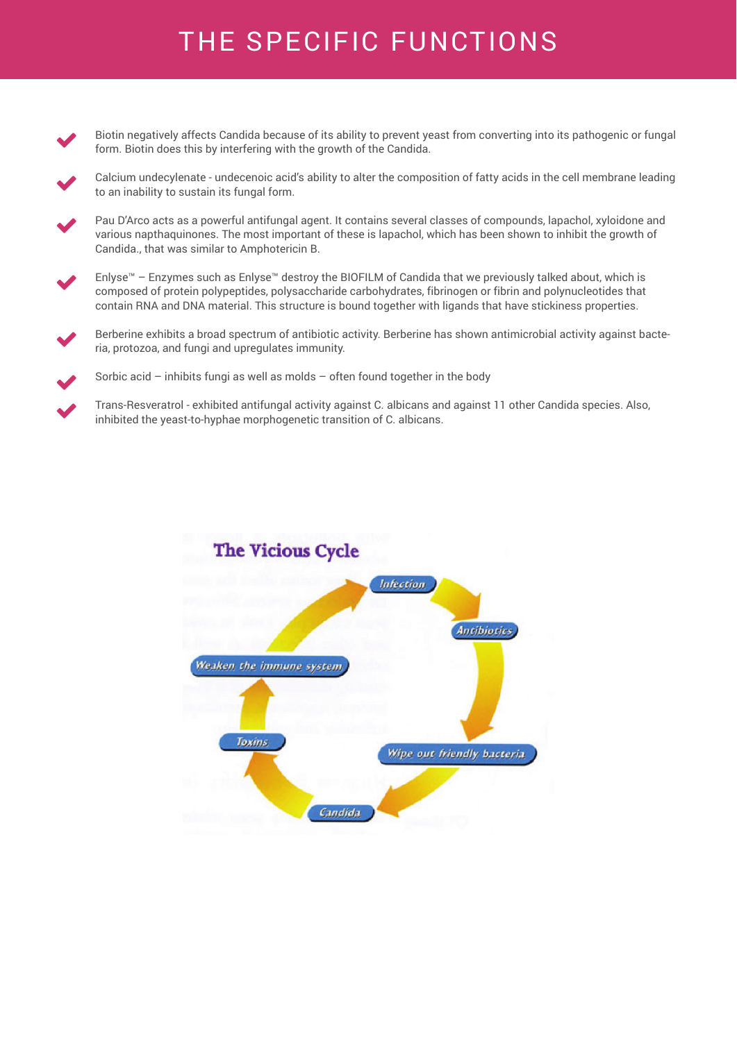# THE SPECIFIC FUNCTIONS

- Biotin negatively affects Candida because of its ability to prevent yeast from converting into its pathogenic or fungal form. Biotin does this by interfering with the growth of the Candida.
- Calcium undecylenate - undecenoic acid's ability to alter the composition of fatty acids in the cell membrane leading to an inability to sustain its fungal form.
- Pau D'Arco acts as a powerful antifungal agent. It contains several classes of compounds, lapachol, xyloidone and various napthaquinones. The most important of these is lapachol, which has been shown to inhibit the growth of Candida., that was similar to Amphotericin B.
- Enlyse™ – Enzymes such as Enlyse™ destroy the BIOFILM of Candida that we previously talked about, which is composed of protein polypeptides, polysaccharide carbohydrates, fibrinogen or fibrin and polynucleotides that contain RNA and DNA material. This structure is bound together with ligands that have stickiness properties.
- Berberine exhibits a broad spectrum of antibiotic activity. Berberine has shown antimicrobial activity against bacteria, protozoa, and fungi and upregulates immunity.
- Sorbic acid – inhibits fungi as well as molds – often found together in the body
- Trans-Resveratrol - exhibited antifungal activity against C. albicans and against 11 other Candida species. Also, inhibited the yeast-to-hyphae morphogenetic transition of C. albicans.

**The Vicious Cycle**

Infection → Antibiotics → Wipe out friendly bacteria → Candida → Toxins → Weaken the immune system → Infection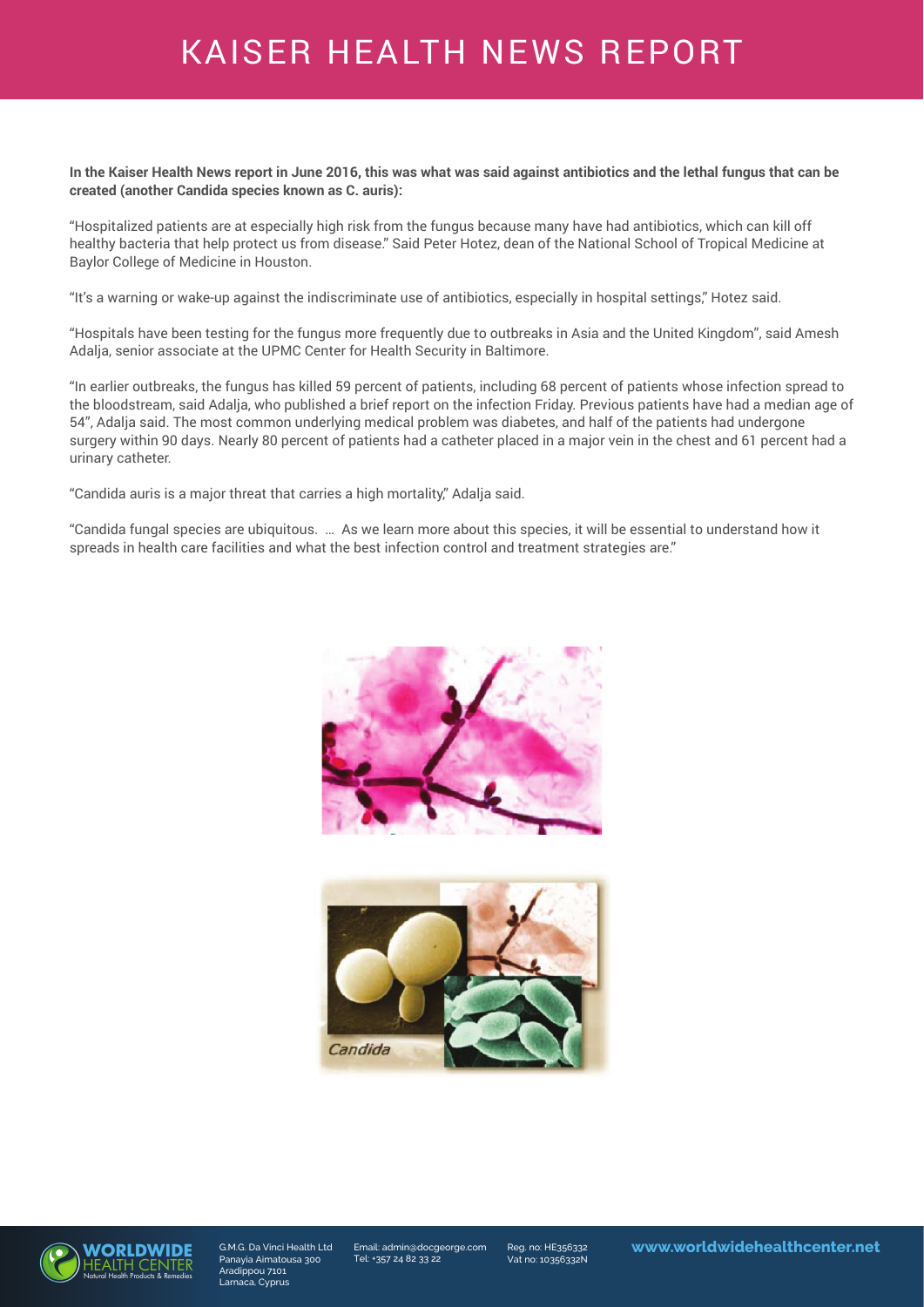# KAISER HEALTH NEWS REPORT

**In the Kaiser Health News report in June 2016, this was what was said against antibiotics and the lethal fungus that can be created (another Candida species known as C. auris):**

"Hospitalized patients are at especially high risk from the fungus because many have had antibiotics, which can kill off healthy bacteria that help protect us from disease." Said Peter Hotez, dean of the National School of Tropical Medicine at Baylor College of Medicine in Houston.

"It's a warning or wake-up against the indiscriminate use of antibiotics, especially in hospital settings," Hotez said.

"Hospitals have been testing for the fungus more frequently due to outbreaks in Asia and the United Kingdom", said Amesh Adalja, senior associate at the UPMC Center for Health Security in Baltimore.

"In earlier outbreaks, the fungus has killed 59 percent of patients, including 68 percent of patients whose infection spread to the bloodstream, said Adalja, who published a brief report on the infection Friday. Previous patients have had a median age of 54", Adalja said. The most common underlying medical problem was diabetes, and half of the patients had undergone surgery within 90 days. Nearly 80 percent of patients had a catheter placed in a major vein in the chest and 61 percent had a urinary catheter.

"Candida auris is a major threat that carries a high mortality," Adalja said.

"Candida fungal species are ubiquitous. … As we learn more about this species, it will be essential to understand how it spreads in health care facilities and what the best infection control and treatment strategies are."

*Candida*